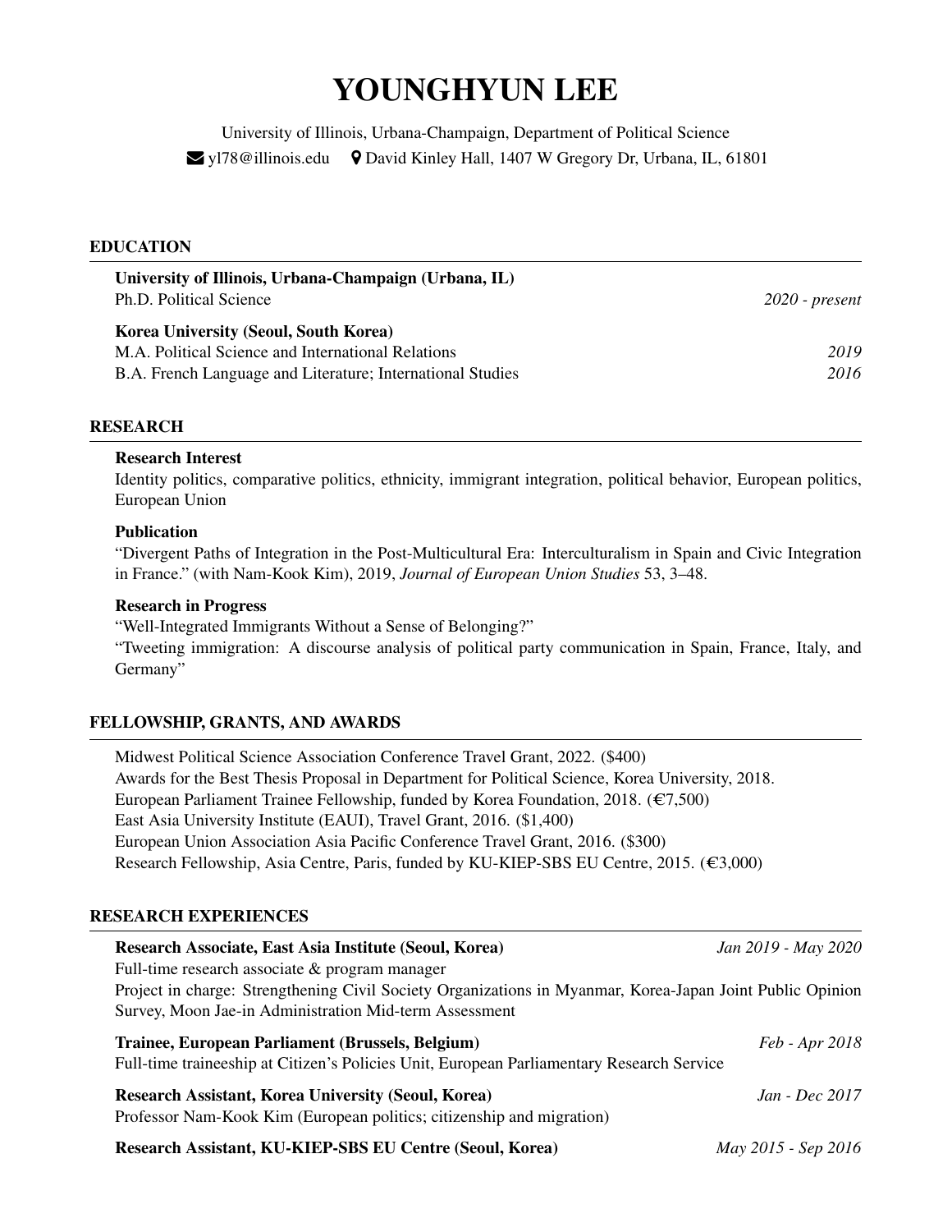# YOUNGHYUN LEE

University of Illinois, Urbana-Champaign, Department of Political Science

yl78@illinois.edu    David Kinley Hall, 1407 W Gregory Dr, Urbana, IL, 61801

## EDUCATION

**University of Illinois, Urbana-Champaign (Urbana, IL)**
Ph.D. Political Science — *2020 - present*

**Korea University (Seoul, South Korea)**
M.A. Political Science and International Relations — *2019*
B.A. French Language and Literature; International Studies — *2016*

## RESEARCH

**Research Interest**
Identity politics, comparative politics, ethnicity, immigrant integration, political behavior, European politics, European Union

**Publication**
"Divergent Paths of Integration in the Post-Multicultural Era: Interculturalism in Spain and Civic Integration in France." (with Nam-Kook Kim), 2019, *Journal of European Union Studies* 53, 3–48.

**Research in Progress**
"Well-Integrated Immigrants Without a Sense of Belonging?"
"Tweeting immigration: A discourse analysis of political party communication in Spain, France, Italy, and Germany"

## FELLOWSHIP, GRANTS, AND AWARDS

Midwest Political Science Association Conference Travel Grant, 2022. ($400)
Awards for the Best Thesis Proposal in Department for Political Science, Korea University, 2018.
European Parliament Trainee Fellowship, funded by Korea Foundation, 2018. (€7,500)
East Asia University Institute (EAUI), Travel Grant, 2016. ($1,400)
European Union Association Asia Pacific Conference Travel Grant, 2016. ($300)
Research Fellowship, Asia Centre, Paris, funded by KU-KIEP-SBS EU Centre, 2015. (€3,000)

## RESEARCH EXPERIENCES

**Research Associate, East Asia Institute (Seoul, Korea)** — *Jan 2019 - May 2020*
Full-time research associate & program manager
Project in charge: Strengthening Civil Society Organizations in Myanmar, Korea-Japan Joint Public Opinion Survey, Moon Jae-in Administration Mid-term Assessment

**Trainee, European Parliament (Brussels, Belgium)** — *Feb - Apr 2018*
Full-time traineeship at Citizen's Policies Unit, European Parliamentary Research Service

**Research Assistant, Korea University (Seoul, Korea)** — *Jan - Dec 2017*
Professor Nam-Kook Kim (European politics; citizenship and migration)

**Research Assistant, KU-KIEP-SBS EU Centre (Seoul, Korea)** — *May 2015 - Sep 2016*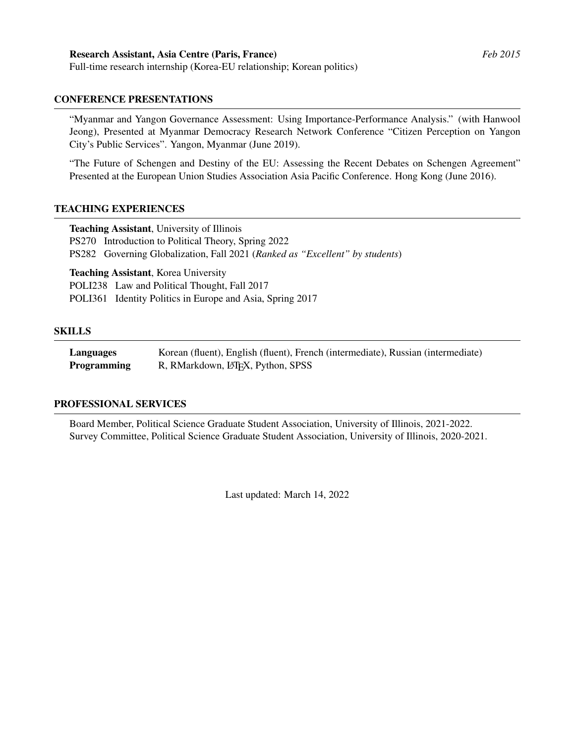**Research Assistant, Asia Centre (Paris, France)** *Feb 2015*
Full-time research internship (Korea-EU relationship; Korean politics)

## CONFERENCE PRESENTATIONS

"Myanmar and Yangon Governance Assessment: Using Importance-Performance Analysis." (with Hanwool Jeong), Presented at Myanmar Democracy Research Network Conference "Citizen Perception on Yangon City's Public Services". Yangon, Myanmar (June 2019).

"The Future of Schengen and Destiny of the EU: Assessing the Recent Debates on Schengen Agreement" Presented at the European Union Studies Association Asia Pacific Conference. Hong Kong (June 2016).

## TEACHING EXPERIENCES

**Teaching Assistant**, University of Illinois
PS270 Introduction to Political Theory, Spring 2022
PS282 Governing Globalization, Fall 2021 (*Ranked as "Excellent" by students*)

**Teaching Assistant**, Korea University
POLI238 Law and Political Thought, Fall 2017
POLI361 Identity Politics in Europe and Asia, Spring 2017

## SKILLS

| | |
|---|---|
| **Languages** | Korean (fluent), English (fluent), French (intermediate), Russian (intermediate) |
| **Programming** | R, RMarkdown, LaTeX, Python, SPSS |

## PROFESSIONAL SERVICES

Board Member, Political Science Graduate Student Association, University of Illinois, 2021-2022.
Survey Committee, Political Science Graduate Student Association, University of Illinois, 2020-2021.

Last updated: March 14, 2022